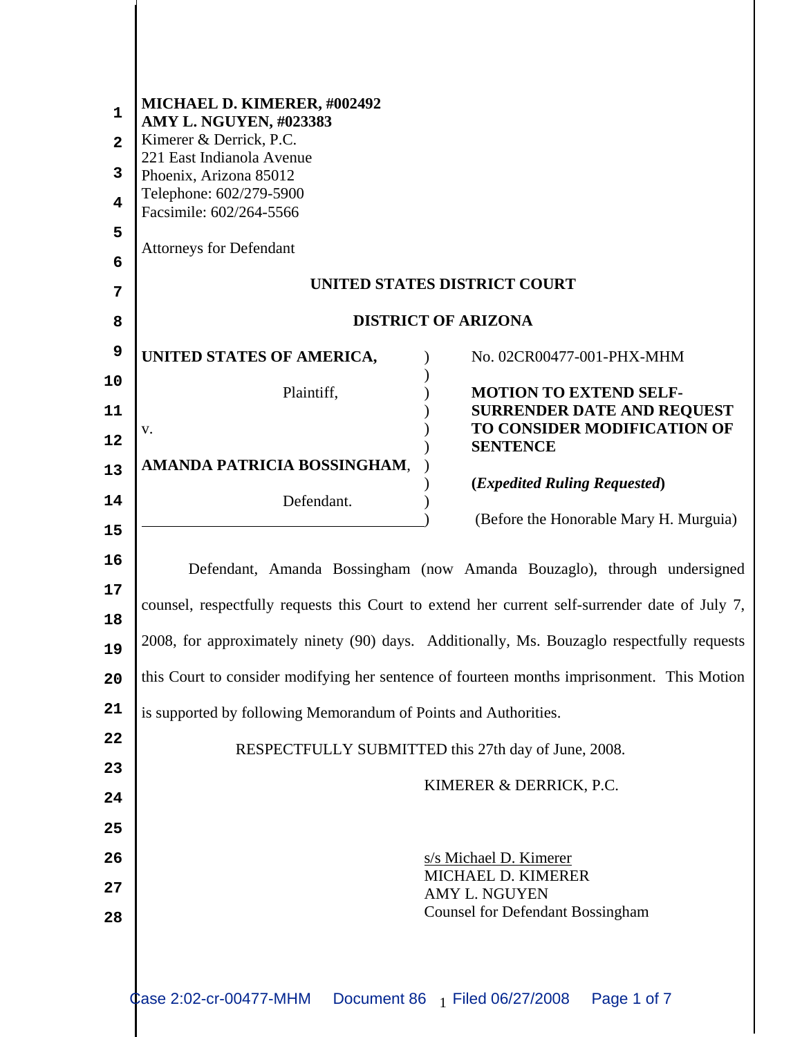**MICHAEL D. KIMERER, #002492**
**AMY L. NGUYEN, #023383**
Kimerer & Derrick, P.C.
221 East Indianola Avenue
Phoenix, Arizona 85012
Telephone: 602/279-5900
Facsimile: 602/264-5566

Attorneys for Defendant

**UNITED STATES DISTRICT COURT**

**DISTRICT OF ARIZONA**

| | |
|---|---|
| **UNITED STATES OF AMERICA,** Plaintiff, v. **AMANDA PATRICIA BOSSINGHAM**, Defendant. | No. 02CR00477-001-PHX-MHM **MOTION TO EXTEND SELF-SURRENDER DATE AND REQUEST TO CONSIDER MODIFICATION OF SENTENCE** **(*Expedited Ruling Requested*)** (Before the Honorable Mary H. Murguia) |

Defendant, Amanda Bossingham (now Amanda Bouzaglo), through undersigned counsel, respectfully requests this Court to extend her current self-surrender date of July 7, 2008, for approximately ninety (90) days. Additionally, Ms. Bouzaglo respectfully requests this Court to consider modifying her sentence of fourteen months imprisonment. This Motion is supported by following Memorandum of Points and Authorities.

RESPECTFULLY SUBMITTED this 27th day of June, 2008.

KIMERER & DERRICK, P.C.

s/s Michael D. Kimerer
MICHAEL D. KIMERER
AMY L. NGUYEN
Counsel for Defendant Bossingham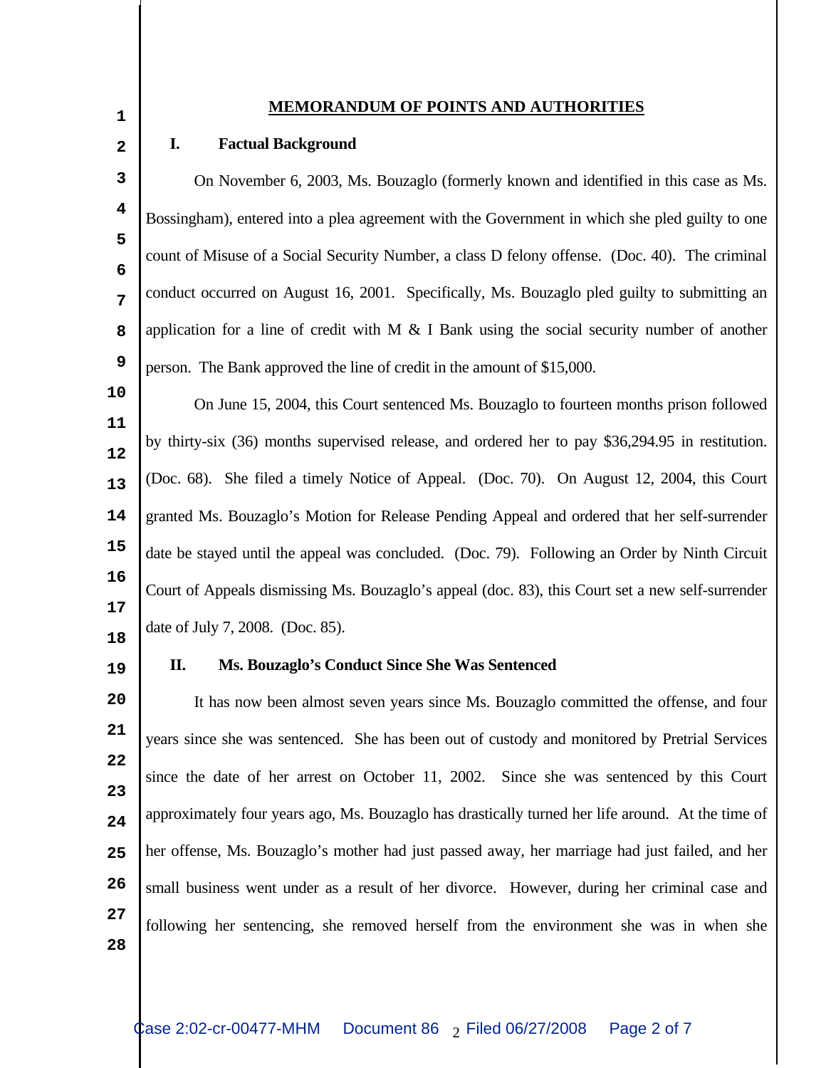## MEMORANDUM OF POINTS AND AUTHORITIES

### I. Factual Background

On November 6, 2003, Ms. Bouzaglo (formerly known and identified in this case as Ms. Bossingham), entered into a plea agreement with the Government in which she pled guilty to one count of Misuse of a Social Security Number, a class D felony offense. (Doc. 40). The criminal conduct occurred on August 16, 2001. Specifically, Ms. Bouzaglo pled guilty to submitting an application for a line of credit with M & I Bank using the social security number of another person. The Bank approved the line of credit in the amount of $15,000.

On June 15, 2004, this Court sentenced Ms. Bouzaglo to fourteen months prison followed by thirty-six (36) months supervised release, and ordered her to pay $36,294.95 in restitution. (Doc. 68). She filed a timely Notice of Appeal. (Doc. 70). On August 12, 2004, this Court granted Ms. Bouzaglo's Motion for Release Pending Appeal and ordered that her self-surrender date be stayed until the appeal was concluded. (Doc. 79). Following an Order by Ninth Circuit Court of Appeals dismissing Ms. Bouzaglo's appeal (doc. 83), this Court set a new self-surrender date of July 7, 2008. (Doc. 85).

### II. Ms. Bouzaglo's Conduct Since She Was Sentenced

It has now been almost seven years since Ms. Bouzaglo committed the offense, and four years since she was sentenced. She has been out of custody and monitored by Pretrial Services since the date of her arrest on October 11, 2002. Since she was sentenced by this Court approximately four years ago, Ms. Bouzaglo has drastically turned her life around. At the time of her offense, Ms. Bouzaglo's mother had just passed away, her marriage had just failed, and her small business went under as a result of her divorce. However, during her criminal case and following her sentencing, she removed herself from the environment she was in when she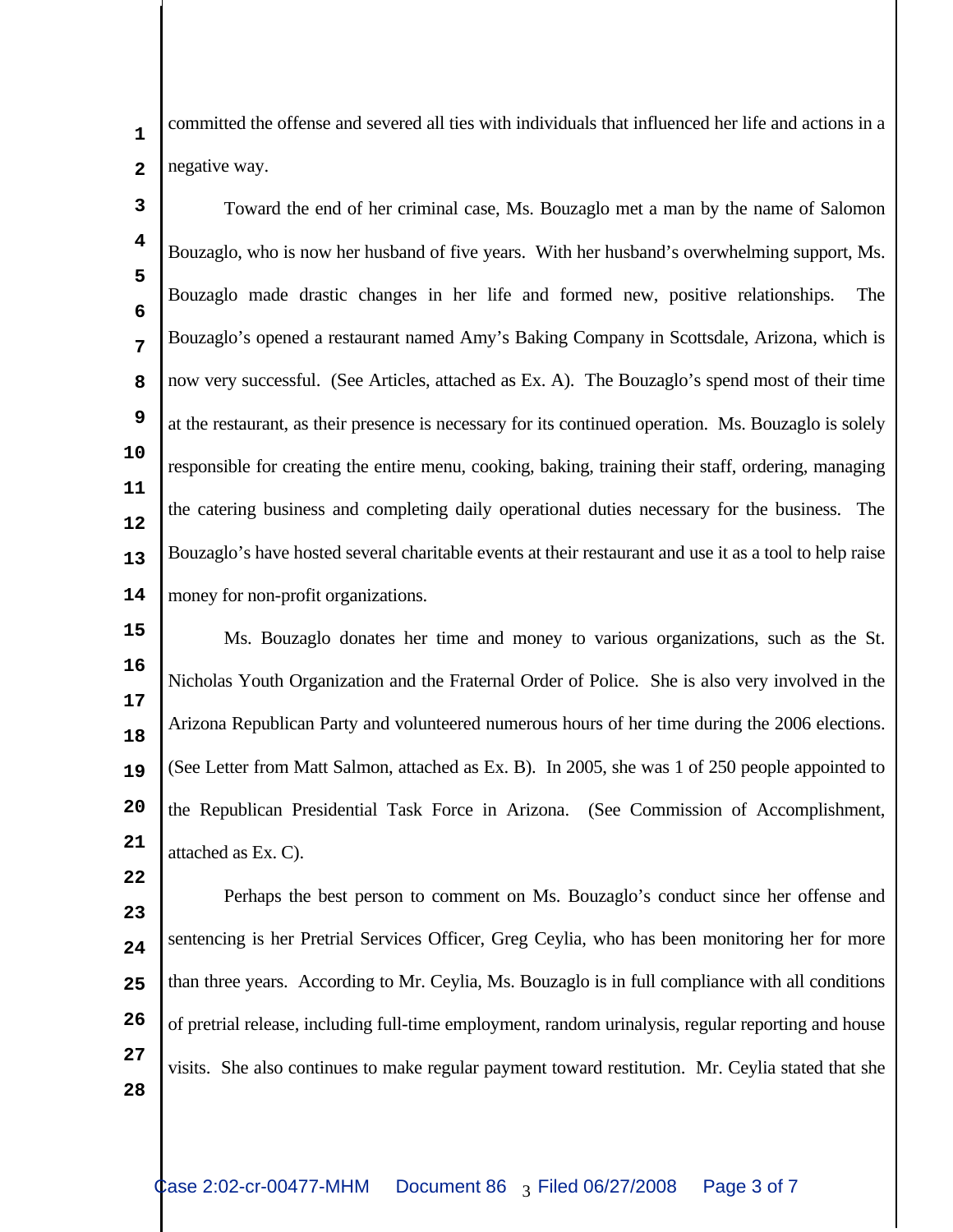committed the offense and severed all ties with individuals that influenced her life and actions in a negative way.

Toward the end of her criminal case, Ms. Bouzaglo met a man by the name of Salomon Bouzaglo, who is now her husband of five years. With her husband's overwhelming support, Ms. Bouzaglo made drastic changes in her life and formed new, positive relationships. The Bouzaglo's opened a restaurant named Amy's Baking Company in Scottsdale, Arizona, which is now very successful. (See Articles, attached as Ex. A). The Bouzaglo's spend most of their time at the restaurant, as their presence is necessary for its continued operation. Ms. Bouzaglo is solely responsible for creating the entire menu, cooking, baking, training their staff, ordering, managing the catering business and completing daily operational duties necessary for the business. The Bouzaglo's have hosted several charitable events at their restaurant and use it as a tool to help raise money for non-profit organizations.

Ms. Bouzaglo donates her time and money to various organizations, such as the St. Nicholas Youth Organization and the Fraternal Order of Police. She is also very involved in the Arizona Republican Party and volunteered numerous hours of her time during the 2006 elections. (See Letter from Matt Salmon, attached as Ex. B). In 2005, she was 1 of 250 people appointed to the Republican Presidential Task Force in Arizona. (See Commission of Accomplishment, attached as Ex. C).

Perhaps the best person to comment on Ms. Bouzaglo's conduct since her offense and sentencing is her Pretrial Services Officer, Greg Ceylia, who has been monitoring her for more than three years. According to Mr. Ceylia, Ms. Bouzaglo is in full compliance with all conditions of pretrial release, including full-time employment, random urinalysis, regular reporting and house visits. She also continues to make regular payment toward restitution. Mr. Ceylia stated that she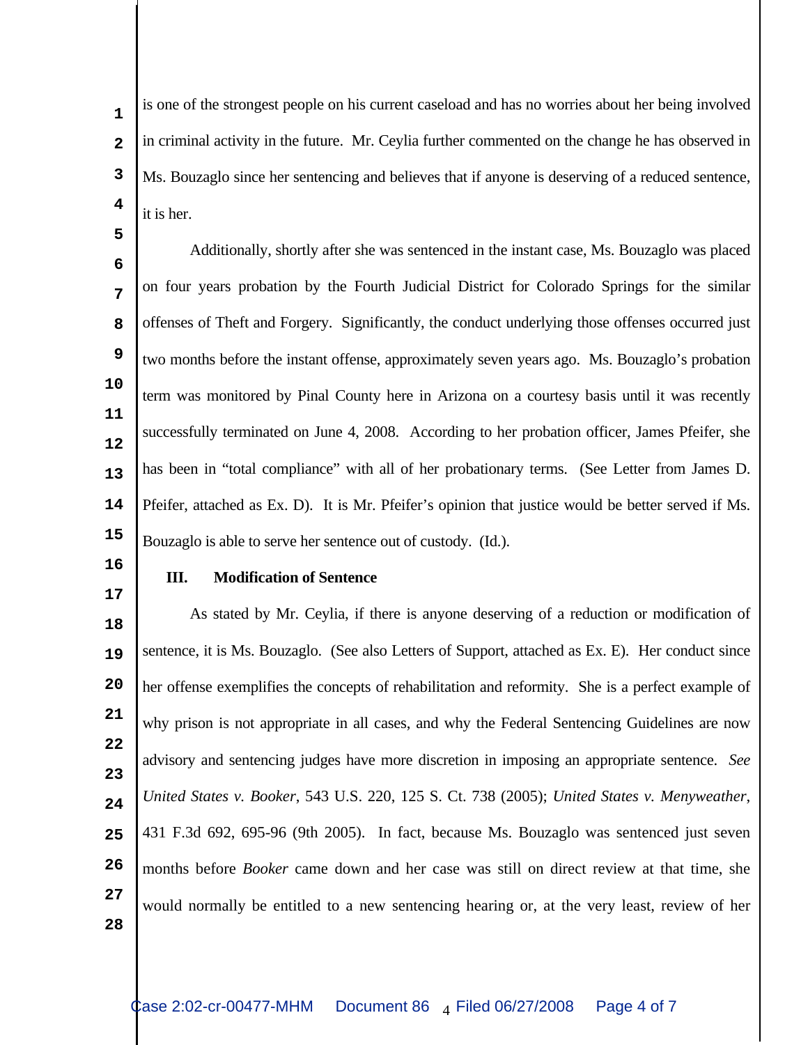is one of the strongest people on his current caseload and has no worries about her being involved in criminal activity in the future. Mr. Ceylia further commented on the change he has observed in Ms. Bouzaglo since her sentencing and believes that if anyone is deserving of a reduced sentence, it is her.

Additionally, shortly after she was sentenced in the instant case, Ms. Bouzaglo was placed on four years probation by the Fourth Judicial District for Colorado Springs for the similar offenses of Theft and Forgery. Significantly, the conduct underlying those offenses occurred just two months before the instant offense, approximately seven years ago. Ms. Bouzaglo's probation term was monitored by Pinal County here in Arizona on a courtesy basis until it was recently successfully terminated on June 4, 2008. According to her probation officer, James Pfeifer, she has been in "total compliance" with all of her probationary terms. (See Letter from James D. Pfeifer, attached as Ex. D). It is Mr. Pfeifer's opinion that justice would be better served if Ms. Bouzaglo is able to serve her sentence out of custody. (Id.).

### III. Modification of Sentence

As stated by Mr. Ceylia, if there is anyone deserving of a reduction or modification of sentence, it is Ms. Bouzaglo. (See also Letters of Support, attached as Ex. E). Her conduct since her offense exemplifies the concepts of rehabilitation and reformity. She is a perfect example of why prison is not appropriate in all cases, and why the Federal Sentencing Guidelines are now advisory and sentencing judges have more discretion in imposing an appropriate sentence. *See United States v. Booker*, 543 U.S. 220, 125 S. Ct. 738 (2005); *United States v. Menyweather*, 431 F.3d 692, 695-96 (9th 2005). In fact, because Ms. Bouzaglo was sentenced just seven months before *Booker* came down and her case was still on direct review at that time, she would normally be entitled to a new sentencing hearing or, at the very least, review of her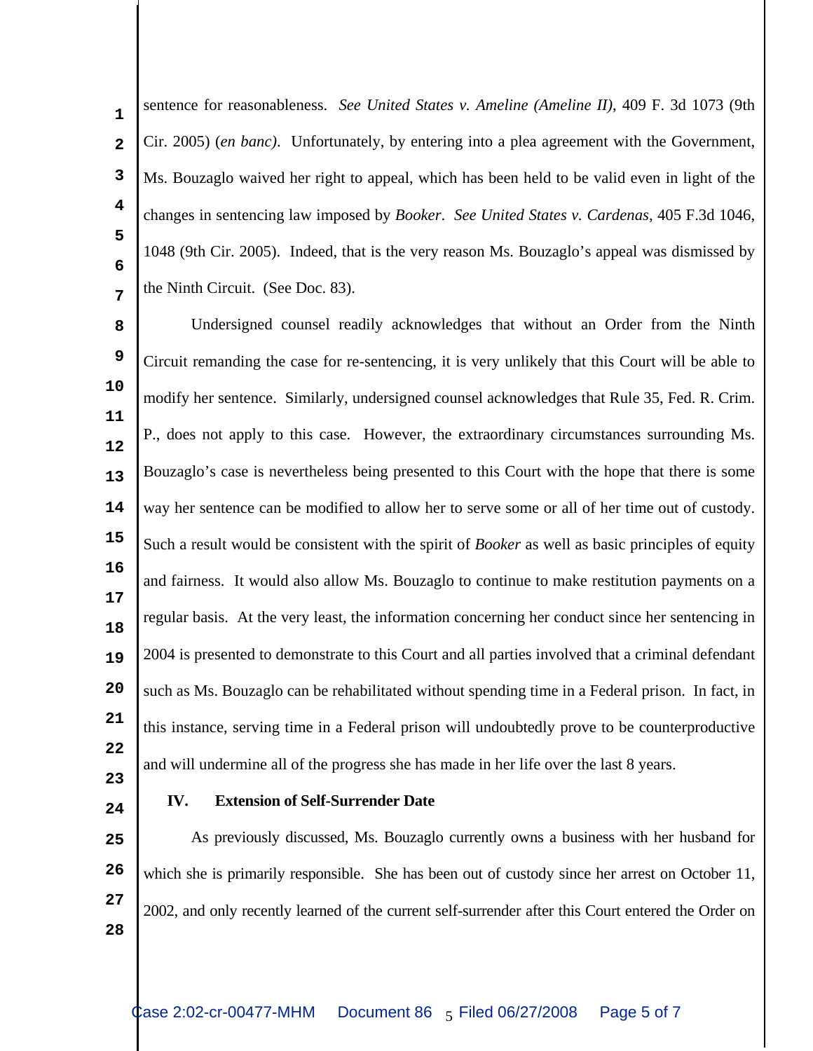sentence for reasonableness. *See United States v. Ameline (Ameline II)*, 409 F. 3d 1073 (9th Cir. 2005) (*en banc)*. Unfortunately, by entering into a plea agreement with the Government, Ms. Bouzaglo waived her right to appeal, which has been held to be valid even in light of the changes in sentencing law imposed by *Booker*. *See United States v. Cardenas*, 405 F.3d 1046, 1048 (9th Cir. 2005). Indeed, that is the very reason Ms. Bouzaglo's appeal was dismissed by the Ninth Circuit. (See Doc. 83).

Undersigned counsel readily acknowledges that without an Order from the Ninth Circuit remanding the case for re-sentencing, it is very unlikely that this Court will be able to modify her sentence. Similarly, undersigned counsel acknowledges that Rule 35, Fed. R. Crim. P., does not apply to this case. However, the extraordinary circumstances surrounding Ms. Bouzaglo's case is nevertheless being presented to this Court with the hope that there is some way her sentence can be modified to allow her to serve some or all of her time out of custody. Such a result would be consistent with the spirit of *Booker* as well as basic principles of equity and fairness. It would also allow Ms. Bouzaglo to continue to make restitution payments on a regular basis. At the very least, the information concerning her conduct since her sentencing in 2004 is presented to demonstrate to this Court and all parties involved that a criminal defendant such as Ms. Bouzaglo can be rehabilitated without spending time in a Federal prison. In fact, in this instance, serving time in a Federal prison will undoubtedly prove to be counterproductive and will undermine all of the progress she has made in her life over the last 8 years.

## IV. Extension of Self-Surrender Date

As previously discussed, Ms. Bouzaglo currently owns a business with her husband for which she is primarily responsible. She has been out of custody since her arrest on October 11, 2002, and only recently learned of the current self-surrender after this Court entered the Order on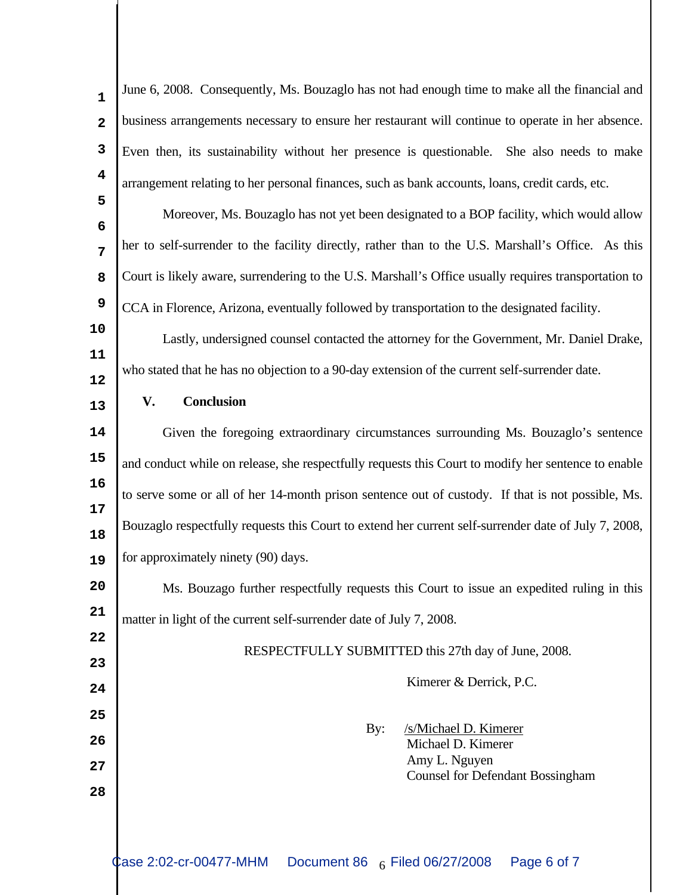June 6, 2008. Consequently, Ms. Bouzaglo has not had enough time to make all the financial and business arrangements necessary to ensure her restaurant will continue to operate in her absence. Even then, its sustainability without her presence is questionable. She also needs to make arrangement relating to her personal finances, such as bank accounts, loans, credit cards, etc.

Moreover, Ms. Bouzaglo has not yet been designated to a BOP facility, which would allow her to self-surrender to the facility directly, rather than to the U.S. Marshall's Office. As this Court is likely aware, surrendering to the U.S. Marshall's Office usually requires transportation to CCA in Florence, Arizona, eventually followed by transportation to the designated facility.

Lastly, undersigned counsel contacted the attorney for the Government, Mr. Daniel Drake, who stated that he has no objection to a 90-day extension of the current self-surrender date.

## V. Conclusion

Given the foregoing extraordinary circumstances surrounding Ms. Bouzaglo's sentence and conduct while on release, she respectfully requests this Court to modify her sentence to enable to serve some or all of her 14-month prison sentence out of custody. If that is not possible, Ms. Bouzaglo respectfully requests this Court to extend her current self-surrender date of July 7, 2008, for approximately ninety (90) days.

Ms. Bouzago further respectfully requests this Court to issue an expedited ruling in this matter in light of the current self-surrender date of July 7, 2008.

RESPECTFULLY SUBMITTED this 27th day of June, 2008.

Kimerer & Derrick, P.C.

By: /s/Michael D. Kimerer
Michael D. Kimerer
Amy L. Nguyen
Counsel for Defendant Bossingham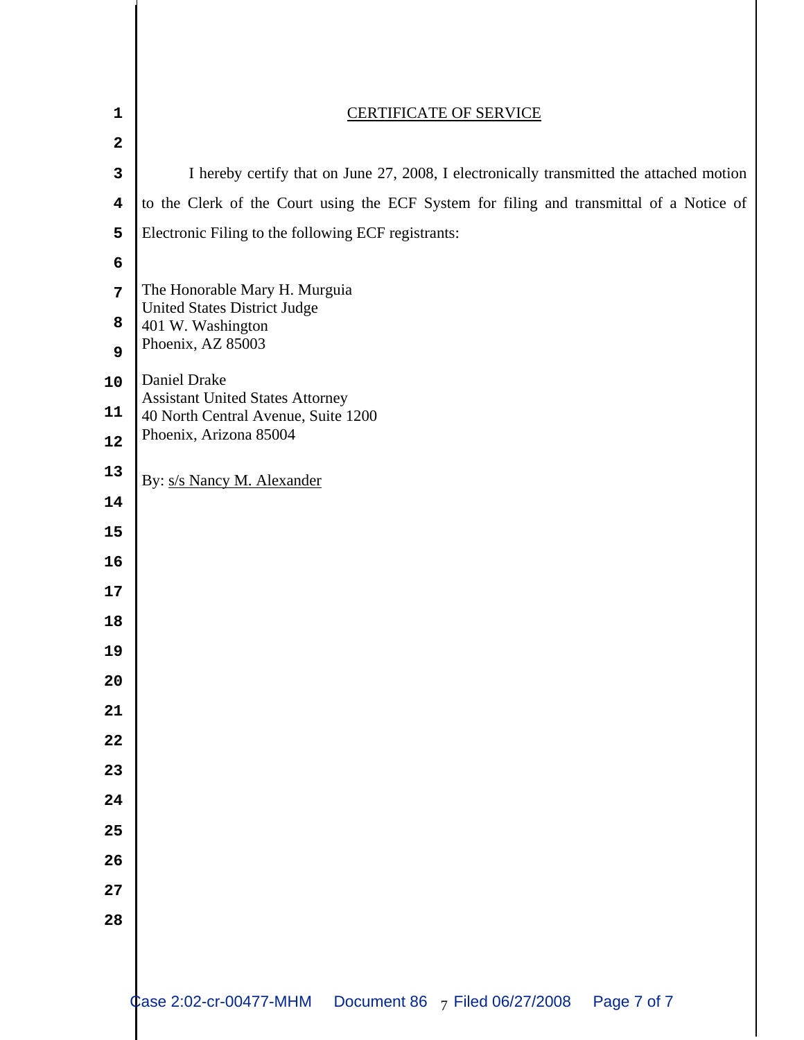CERTIFICATE OF SERVICE

I hereby certify that on June 27, 2008, I electronically transmitted the attached motion to the Clerk of the Court using the ECF System for filing and transmittal of a Notice of Electronic Filing to the following ECF registrants:

The Honorable Mary H. Murguia
United States District Judge
401 W. Washington
Phoenix, AZ 85003

Daniel Drake
Assistant United States Attorney
40 North Central Avenue, Suite 1200
Phoenix, Arizona 85004

By: s/s Nancy M. Alexander